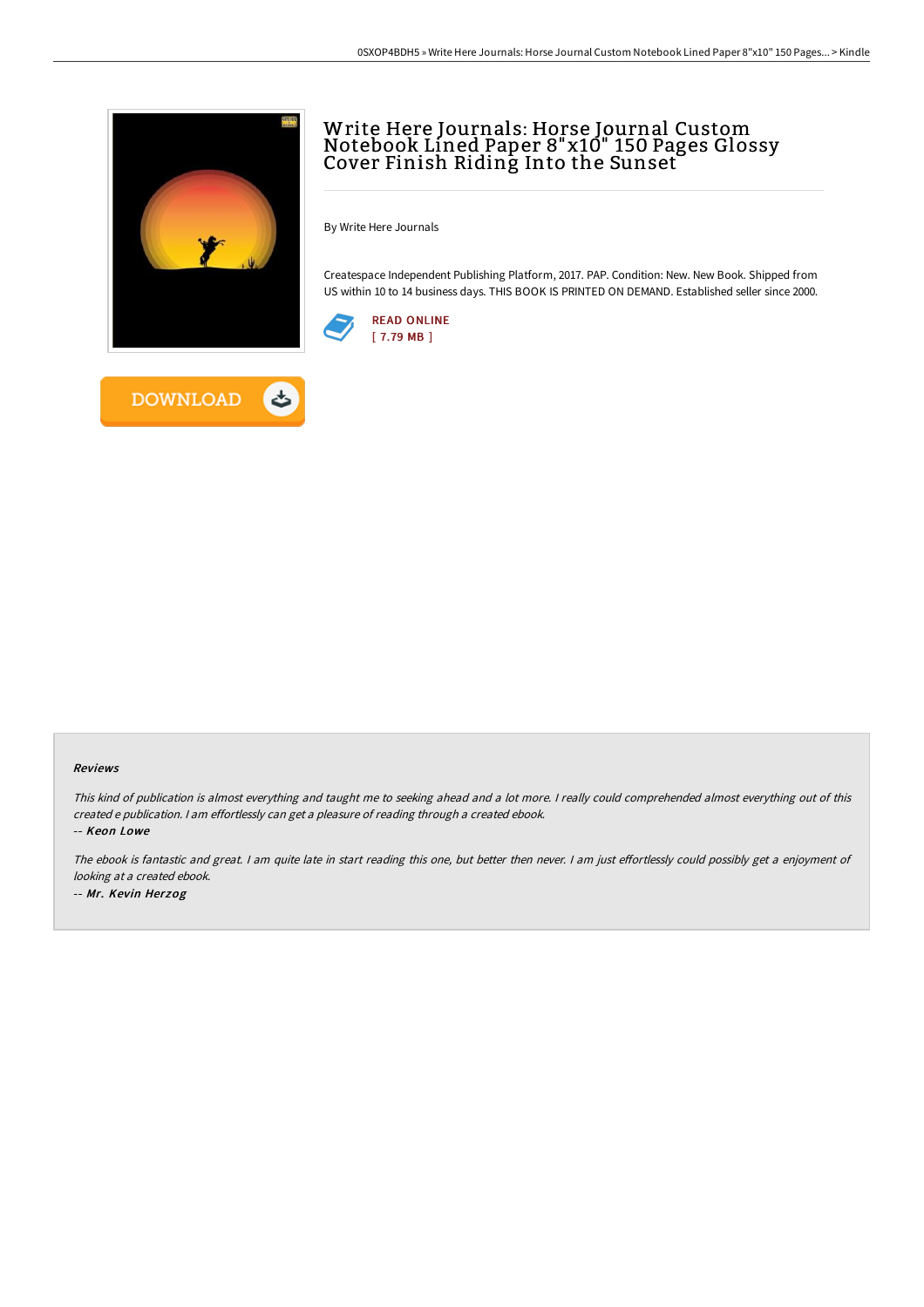# Write Here Journals: Horse Journal Custom Notebook Lined Paper 8"x10" 150 Pages Glossy Cover Finish Riding Into the Sunset

By Write Here Journals

Createspace Independent Publishing Platform, 2017. PAP. Condition: New. New Book. Shipped from US within 10 to 14 business days. THIS BOOK IS PRINTED ON DEMAND. Established seller since 2000.

READ ONLINE
[ 7.79 MB ]

DOWNLOAD

#### Reviews

*This kind of publication is almost everything and taught me to seeking ahead and a lot more. I really could comprehended almost everything out of this created e publication. I am effortlessly can get a pleasure of reading through a created ebook.*

*-- Keon Lowe*

*The ebook is fantastic and great. I am quite late in start reading this one, but better then never. I am just effortlessly could possibly get a enjoyment of looking at a created ebook.*

*-- Mr. Kevin Herzog*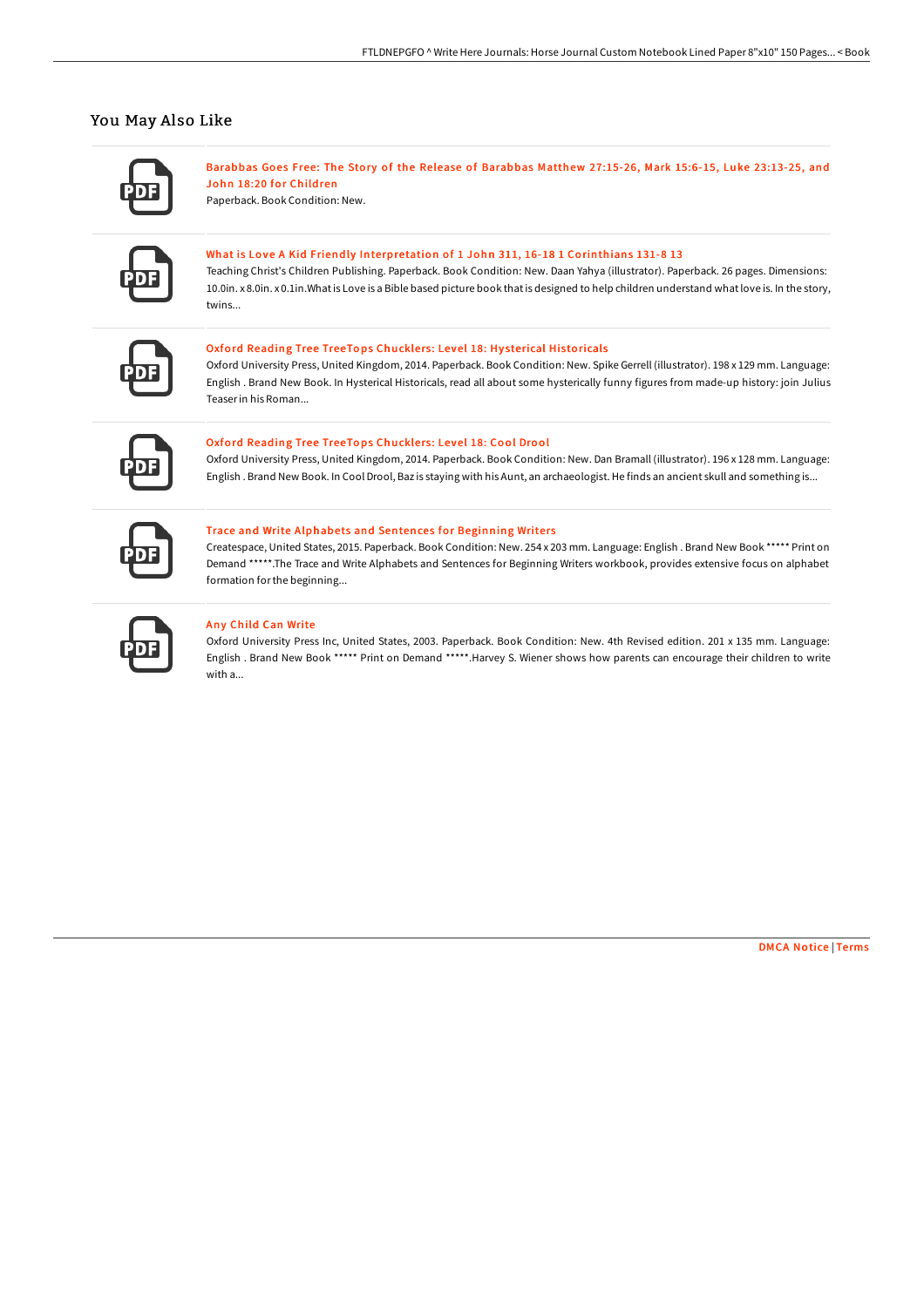## You May Also Like

**Barabbas Goes Free: The Story of the Release of Barabbas Matthew 27:15-26, Mark 15:6-15, Luke 23:13-25, and John 18:20 for Children**

Paperback. Book Condition: New.

**What is Love A Kid Friendly Interpretation of 1 John 311, 16-18 1 Corinthians 131-8 13**

Teaching Christ's Children Publishing. Paperback. Book Condition: New. Daan Yahya (illustrator). Paperback. 26 pages. Dimensions: 10.0in. x 8.0in. x 0.1in.What is Love is a Bible based picture book that is designed to help children understand what love is. In the story, twins...

**Oxford Reading Tree TreeTops Chucklers: Level 18: Hysterical Historicals**

Oxford University Press, United Kingdom, 2014. Paperback. Book Condition: New. Spike Gerrell (illustrator). 198 x 129 mm. Language: English . Brand New Book. In Hysterical Historicals, read all about some hysterically funny figures from made-up history: join Julius Teaser in his Roman...

**Oxford Reading Tree TreeTops Chucklers: Level 18: Cool Drool**

Oxford University Press, United Kingdom, 2014. Paperback. Book Condition: New. Dan Bramall (illustrator). 196 x 128 mm. Language: English . Brand New Book. In Cool Drool, Baz is staying with his Aunt, an archaeologist. He finds an ancient skull and something is...

**Trace and Write Alphabets and Sentences for Beginning Writers**

Createspace, United States, 2015. Paperback. Book Condition: New. 254 x 203 mm. Language: English . Brand New Book ***** Print on Demand *****.The Trace and Write Alphabets and Sentences for Beginning Writers workbook, provides extensive focus on alphabet formation for the beginning...

**Any Child Can Write**

Oxford University Press Inc, United States, 2003. Paperback. Book Condition: New. 4th Revised edition. 201 x 135 mm. Language: English . Brand New Book ***** Print on Demand *****.Harvey S. Wiener shows how parents can encourage their children to write with a...

DMCA Notice | Terms